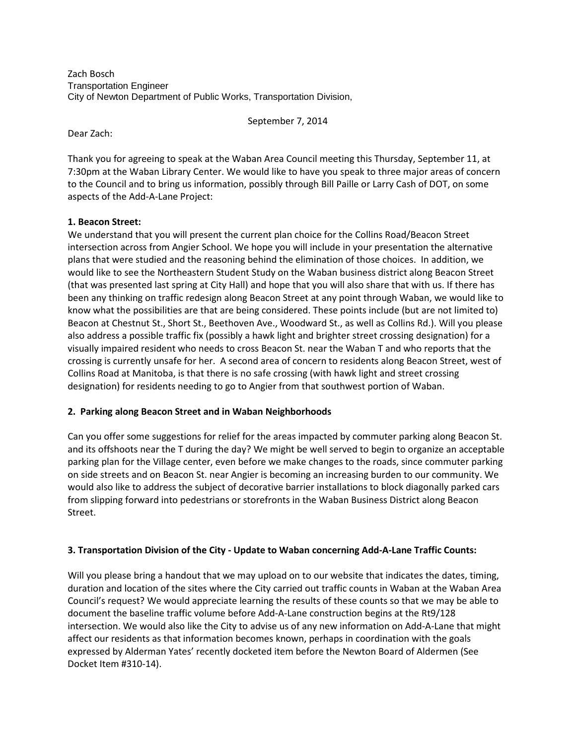Zach Bosch
Transportation Engineer
City of Newton Department of Public Works, Transportation Division,

September 7, 2014

Dear Zach:

Thank you for agreeing to speak at the Waban Area Council meeting this Thursday, September 11, at 7:30pm at the Waban Library Center. We would like to have you speak to three major areas of concern to the Council and to bring us information, possibly through Bill Paille or Larry Cash of DOT, on some aspects of the Add-A-Lane Project:

**1. Beacon Street:**

We understand that you will present the current plan choice for the Collins Road/Beacon Street intersection across from Angier School. We hope you will include in your presentation the alternative plans that were studied and the reasoning behind the elimination of those choices. In addition, we would like to see the Northeastern Student Study on the Waban business district along Beacon Street (that was presented last spring at City Hall) and hope that you will also share that with us. If there has been any thinking on traffic redesign along Beacon Street at any point through Waban, we would like to know what the possibilities are that are being considered. These points include (but are not limited to) Beacon at Chestnut St., Short St., Beethoven Ave., Woodward St., as well as Collins Rd.). Will you please also address a possible traffic fix (possibly a hawk light and brighter street crossing designation) for a visually impaired resident who needs to cross Beacon St. near the Waban T and who reports that the crossing is currently unsafe for her. A second area of concern to residents along Beacon Street, west of Collins Road at Manitoba, is that there is no safe crossing (with hawk light and street crossing designation) for residents needing to go to Angier from that southwest portion of Waban.

**2. Parking along Beacon Street and in Waban Neighborhoods**

Can you offer some suggestions for relief for the areas impacted by commuter parking along Beacon St. and its offshoots near the T during the day? We might be well served to begin to organize an acceptable parking plan for the Village center, even before we make changes to the roads, since commuter parking on side streets and on Beacon St. near Angier is becoming an increasing burden to our community. We would also like to address the subject of decorative barrier installations to block diagonally parked cars from slipping forward into pedestrians or storefronts in the Waban Business District along Beacon Street.

**3. Transportation Division of the City - Update to Waban concerning Add-A-Lane Traffic Counts:**

Will you please bring a handout that we may upload on to our website that indicates the dates, timing, duration and location of the sites where the City carried out traffic counts in Waban at the Waban Area Council's request? We would appreciate learning the results of these counts so that we may be able to document the baseline traffic volume before Add-A-Lane construction begins at the Rt9/128 intersection. We would also like the City to advise us of any new information on Add-A-Lane that might affect our residents as that information becomes known, perhaps in coordination with the goals expressed by Alderman Yates' recently docketed item before the Newton Board of Aldermen (See Docket Item #310-14).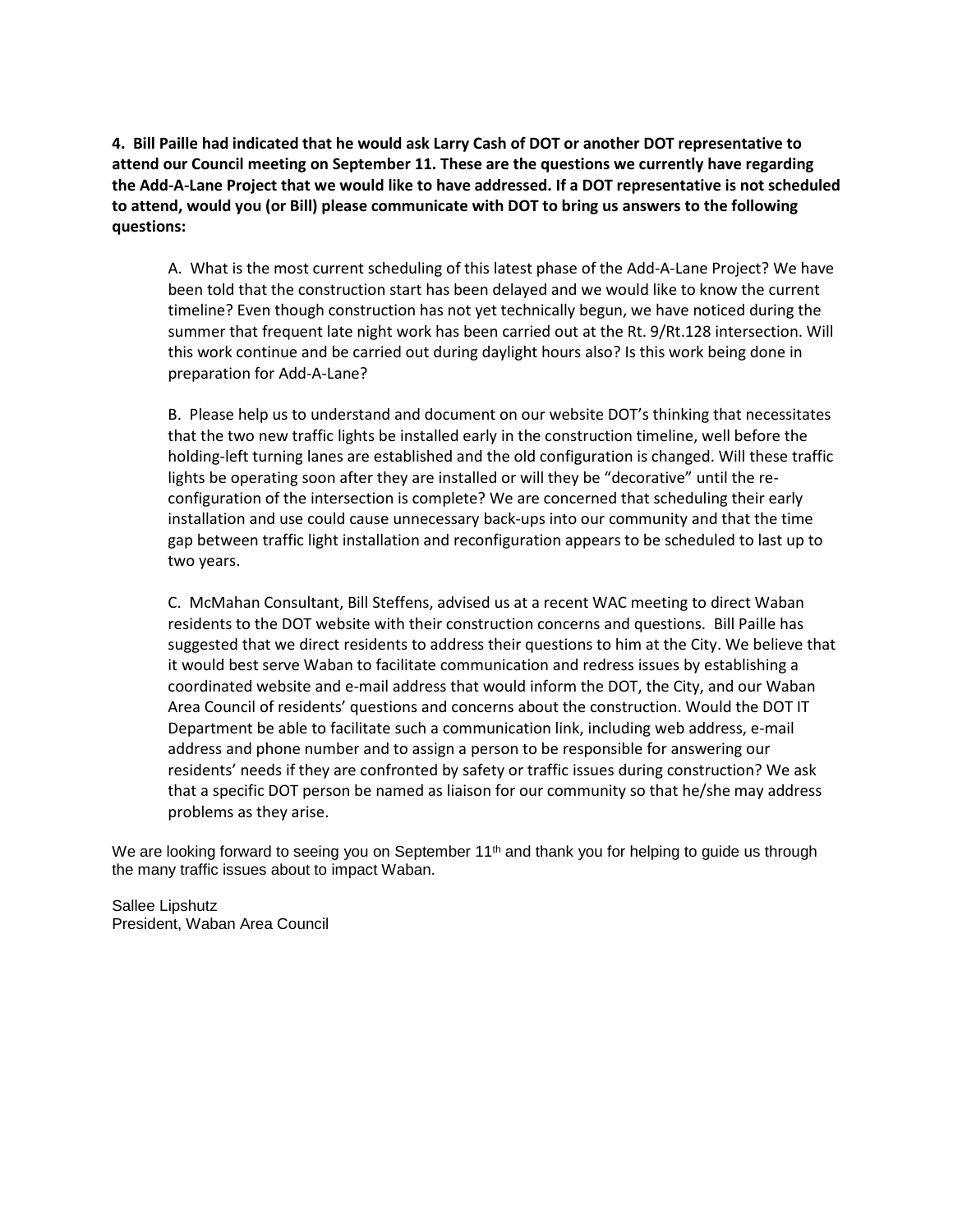**4. Bill Paille had indicated that he would ask Larry Cash of DOT or another DOT representative to attend our Council meeting on September 11. These are the questions we currently have regarding the Add-A-Lane Project that we would like to have addressed. If a DOT representative is not scheduled to attend, would you (or Bill) please communicate with DOT to bring us answers to the following questions:**

A. What is the most current scheduling of this latest phase of the Add-A-Lane Project? We have been told that the construction start has been delayed and we would like to know the current timeline? Even though construction has not yet technically begun, we have noticed during the summer that frequent late night work has been carried out at the Rt. 9/Rt.128 intersection. Will this work continue and be carried out during daylight hours also? Is this work being done in preparation for Add-A-Lane?

B. Please help us to understand and document on our website DOT's thinking that necessitates that the two new traffic lights be installed early in the construction timeline, well before the holding-left turning lanes are established and the old configuration is changed. Will these traffic lights be operating soon after they are installed or will they be "decorative" until the re-configuration of the intersection is complete? We are concerned that scheduling their early installation and use could cause unnecessary back-ups into our community and that the time gap between traffic light installation and reconfiguration appears to be scheduled to last up to two years.

C. McMahan Consultant, Bill Steffens, advised us at a recent WAC meeting to direct Waban residents to the DOT website with their construction concerns and questions. Bill Paille has suggested that we direct residents to address their questions to him at the City. We believe that it would best serve Waban to facilitate communication and redress issues by establishing a coordinated website and e-mail address that would inform the DOT, the City, and our Waban Area Council of residents' questions and concerns about the construction. Would the DOT IT Department be able to facilitate such a communication link, including web address, e-mail address and phone number and to assign a person to be responsible for answering our residents' needs if they are confronted by safety or traffic issues during construction? We ask that a specific DOT person be named as liaison for our community so that he/she may address problems as they arise.

We are looking forward to seeing you on September 11th and thank you for helping to guide us through the many traffic issues about to impact Waban.

Sallee Lipshutz
President, Waban Area Council